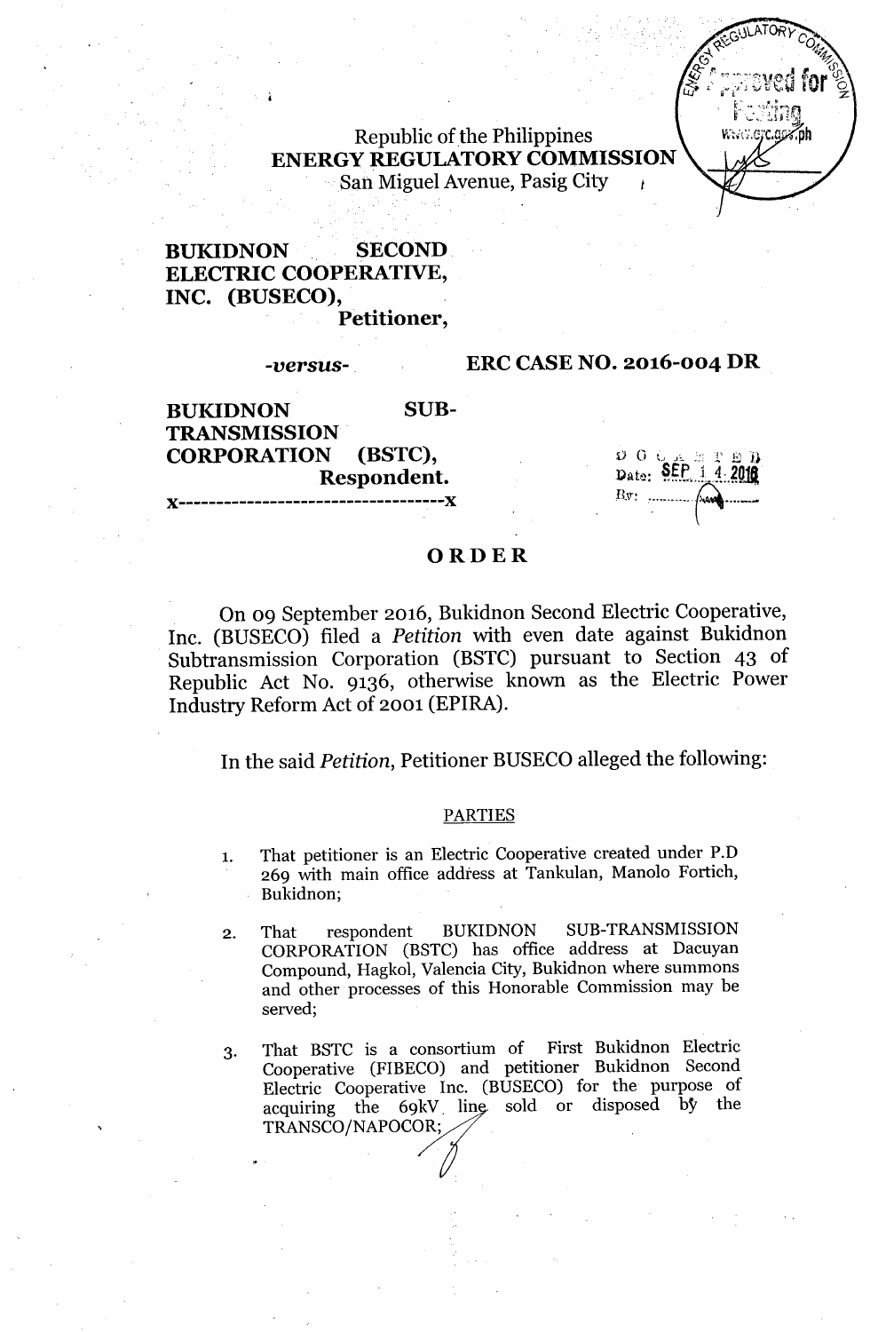Republic of the Philippines
**ENERGY REGULATORY COMMISSION**
San Miguel Avenue, Pasig City

**BUKIDNON SECOND ELECTRIC COOPERATIVE, INC. (BUSECO),**
**Petitioner,**

*-versus-*

**ERC CASE NO. 2016-004 DR**

**BUKIDNON SUB-TRANSMISSION CORPORATION (BSTC),**
**Respondent.**
x-----------------------------------x

DOCKETED
Date: SEP 14 2016

## ORDER

On 09 September 2016, Bukidnon Second Electric Cooperative, Inc. (BUSECO) filed a *Petition* with even date against Bukidnon Subtransmission Corporation (BSTC) pursuant to Section 43 of Republic Act No. 9136, otherwise known as the Electric Power Industry Reform Act of 2001 (EPIRA).

In the said *Petition*, Petitioner BUSECO alleged the following:

PARTIES

1. That petitioner is an Electric Cooperative created under P.D 269 with main office address at Tankulan, Manolo Fortich, Bukidnon;

2. That respondent BUKIDNON SUB-TRANSMISSION CORPORATION (BSTC) has office address at Dacuyan Compound, Hagkol, Valencia City, Bukidnon where summons and other processes of this Honorable Commission may be served;

3. That BSTC is a consortium of First Bukidnon Electric Cooperative (FIBECO) and petitioner Bukidnon Second Electric Cooperative Inc. (BUSECO) for the purpose of acquiring the 69kV line sold or disposed by the TRANSCO/NAPOCOR;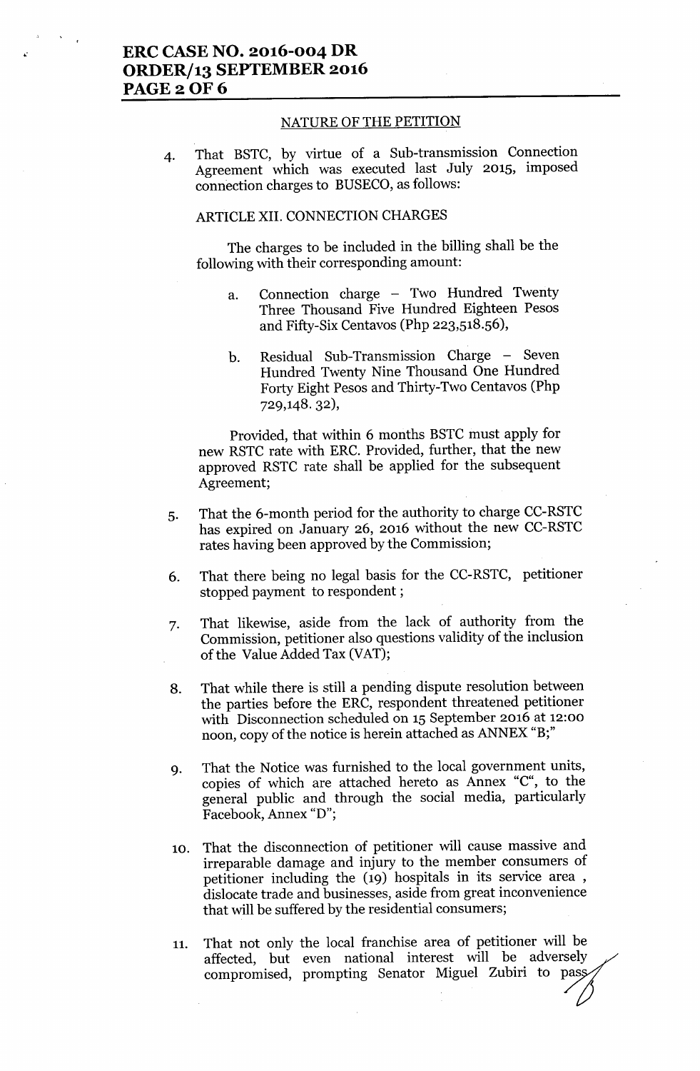## NATURE OF THE PETITION

4. That BSTC, by virtue of a Sub-transmission Connection Agreement which was executed last July 2015, imposed connection charges to BUSECO, as follows:

   ARTICLE XII. CONNECTION CHARGES

   The charges to be included in the billing shall be the following with their corresponding amount:

   a. Connection charge – Two Hundred Twenty Three Thousand Five Hundred Eighteen Pesos and Fifty-Six Centavos (Php 223,518.56),

   b. Residual Sub-Transmission Charge – Seven Hundred Twenty Nine Thousand One Hundred Forty Eight Pesos and Thirty-Two Centavos (Php 729,148. 32),

   Provided, that within 6 months BSTC must apply for new RSTC rate with ERC. Provided, further, that the new approved RSTC rate shall be applied for the subsequent Agreement;

5. That the 6-month period for the authority to charge CC-RSTC has expired on January 26, 2016 without the new CC-RSTC rates having been approved by the Commission;

6. That there being no legal basis for the CC-RSTC, petitioner stopped payment to respondent ;

7. That likewise, aside from the lack of authority from the Commission, petitioner also questions validity of the inclusion of the Value Added Tax (VAT);

8. That while there is still a pending dispute resolution between the parties before the ERC, respondent threatened petitioner with Disconnection scheduled on 15 September 2016 at 12:00 noon, copy of the notice is herein attached as ANNEX "B;"

9. That the Notice was furnished to the local government units, copies of which are attached hereto as Annex "C", to the general public and through the social media, particularly Facebook, Annex "D";

10. That the disconnection of petitioner will cause massive and irreparable damage and injury to the member consumers of petitioner including the (19) hospitals in its service area , dislocate trade and businesses, aside from great inconvenience that will be suffered by the residential consumers;

11. That not only the local franchise area of petitioner will be affected, but even national interest will be adversely compromised, prompting Senator Miguel Zubiri to pass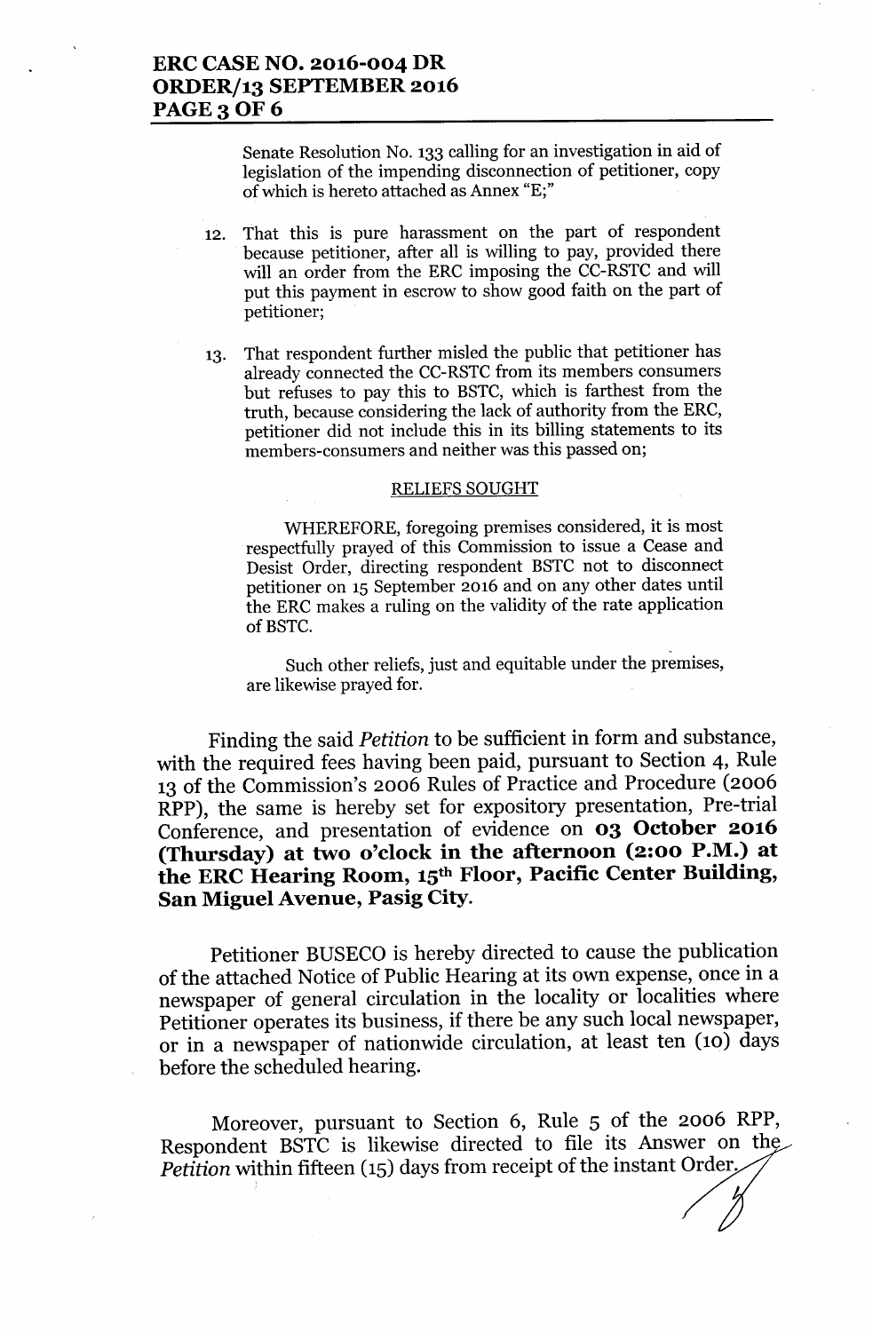Senate Resolution No. 133 calling for an investigation in aid of legislation of the impending disconnection of petitioner, copy of which is hereto attached as Annex "E;"

12. That this is pure harassment on the part of respondent because petitioner, after all is willing to pay, provided there will an order from the ERC imposing the CC-RSTC and will put this payment in escrow to show good faith on the part of petitioner;

13. That respondent further misled the public that petitioner has already connected the CC-RSTC from its members consumers but refuses to pay this to BSTC, which is farthest from the truth, because considering the lack of authority from the ERC, petitioner did not include this in its billing statements to its members-consumers and neither was this passed on;

RELIEFS SOUGHT

WHEREFORE, foregoing premises considered, it is most respectfully prayed of this Commission to issue a Cease and Desist Order, directing respondent BSTC not to disconnect petitioner on 15 September 2016 and on any other dates until the ERC makes a ruling on the validity of the rate application of BSTC.

Such other reliefs, just and equitable under the premises, are likewise prayed for.

Finding the said *Petition* to be sufficient in form and substance, with the required fees having been paid, pursuant to Section 4, Rule 13 of the Commission's 2006 Rules of Practice and Procedure (2006 RPP), the same is hereby set for expository presentation, Pre-trial Conference, and presentation of evidence on **03 October 2016 (Thursday) at two o'clock in the afternoon (2:00 P.M.) at the ERC Hearing Room, 15th Floor, Pacific Center Building, San Miguel Avenue, Pasig City.**

Petitioner BUSECO is hereby directed to cause the publication of the attached Notice of Public Hearing at its own expense, once in a newspaper of general circulation in the locality or localities where Petitioner operates its business, if there be any such local newspaper, or in a newspaper of nationwide circulation, at least ten (10) days before the scheduled hearing.

Moreover, pursuant to Section 6, Rule 5 of the 2006 RPP, Respondent BSTC is likewise directed to file its Answer on the *Petition* within fifteen (15) days from receipt of the instant Order.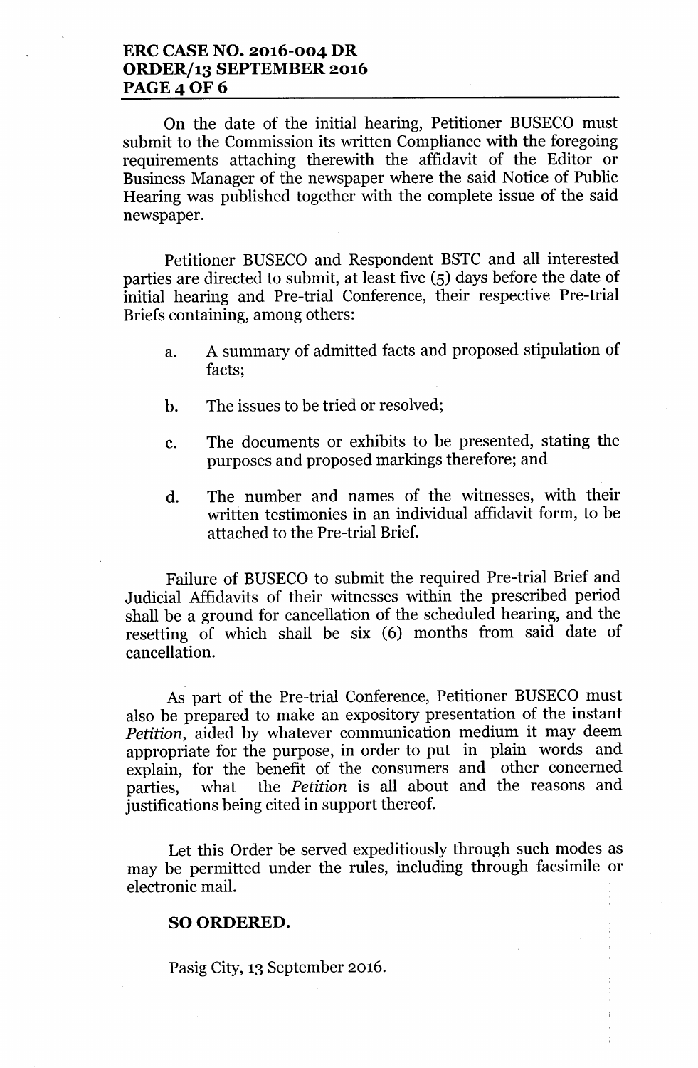On the date of the initial hearing, Petitioner BUSECO must submit to the Commission its written Compliance with the foregoing requirements attaching therewith the affidavit of the Editor or Business Manager of the newspaper where the said Notice of Public Hearing was published together with the complete issue of the said newspaper.

Petitioner BUSECO and Respondent BSTC and all interested parties are directed to submit, at least five (5) days before the date of initial hearing and Pre-trial Conference, their respective Pre-trial Briefs containing, among others:

a. A summary of admitted facts and proposed stipulation of facts;

b. The issues to be tried or resolved;

c. The documents or exhibits to be presented, stating the purposes and proposed markings therefore; and

d. The number and names of the witnesses, with their written testimonies in an individual affidavit form, to be attached to the Pre-trial Brief.

Failure of BUSECO to submit the required Pre-trial Brief and Judicial Affidavits of their witnesses within the prescribed period shall be a ground for cancellation of the scheduled hearing, and the resetting of which shall be six (6) months from said date of cancellation.

As part of the Pre-trial Conference, Petitioner BUSECO must also be prepared to make an expository presentation of the instant *Petition*, aided by whatever communication medium it may deem appropriate for the purpose, in order to put in plain words and explain, for the benefit of the consumers and other concerned parties, what the *Petition* is all about and the reasons and justifications being cited in support thereof.

Let this Order be served expeditiously through such modes as may be permitted under the rules, including through facsimile or electronic mail.

**SO ORDERED.**

Pasig City, 13 September 2016.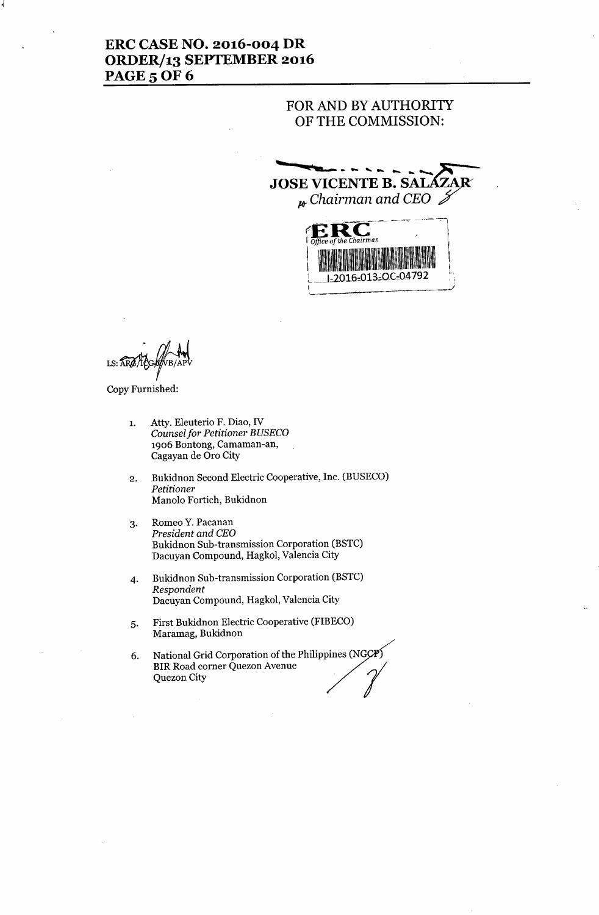FOR AND BY AUTHORITY
OF THE COMMISSION:

**JOSE VICENTE B. SALAZAR**
*Chairman and CEO*

ERC
*Office of the Chairman*
I-2016-013-OC-04792

LS: ARG/LCG/CVB/APV

Copy Furnished:

1. Atty. Eleuterio F. Diao, IV
   *Counsel for Petitioner BUSECO*
   1906 Bontong, Camaman-an,
   Cagayan de Oro City

2. Bukidnon Second Electric Cooperative, Inc. (BUSECO)
   *Petitioner*
   Manolo Fortich, Bukidnon

3. Romeo Y. Pacanan
   *President and CEO*
   Bukidnon Sub-transmission Corporation (BSTC)
   Dacuyan Compound, Hagkol, Valencia City

4. Bukidnon Sub-transmission Corporation (BSTC)
   *Respondent*
   Dacuyan Compound, Hagkol, Valencia City

5. First Bukidnon Electric Cooperative (FIBECO)
   Maramag, Bukidnon

6. National Grid Corporation of the Philippines (NGCP)
   BIR Road corner Quezon Avenue
   Quezon City